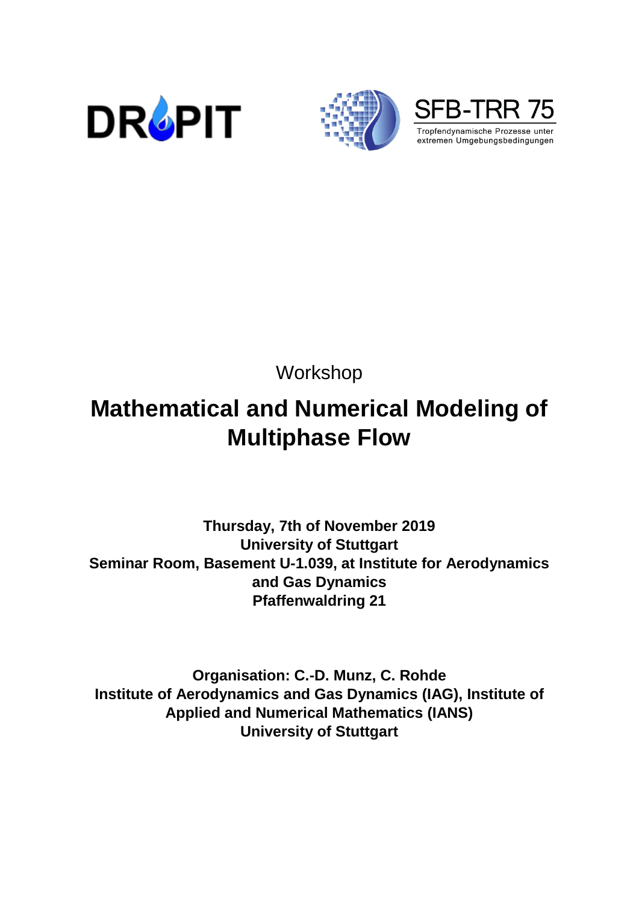DROPIT

SFB-TRR 75

Tropfendynamische Prozesse unter extremen Umgebungsbedingungen

Workshop

# Mathematical and Numerical Modeling of Multiphase Flow

**Thursday, 7th of November 2019**
**University of Stuttgart**
**Seminar Room, Basement U-1.039, at Institute for Aerodynamics and Gas Dynamics**
**Pfaffenwaldring 21**

**Organisation: C.-D. Munz, C. Rohde**
**Institute of Aerodynamics and Gas Dynamics (IAG), Institute of Applied and Numerical Mathematics (IANS)**
**University of Stuttgart**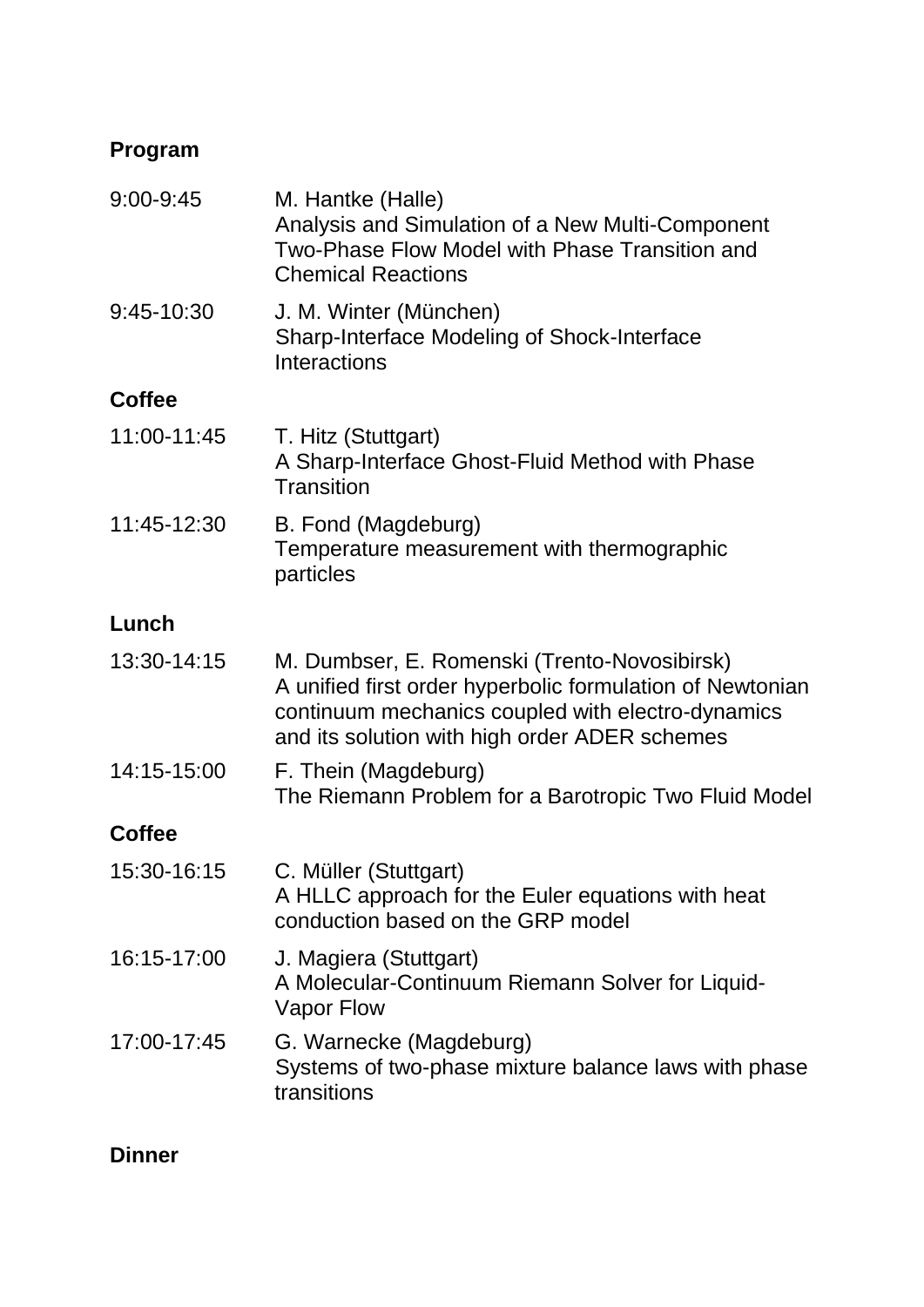## Program

| | |
|---|---|
| 9:00-9:45 | M. Hantke (Halle)<br>Analysis and Simulation of a New Multi-Component Two-Phase Flow Model with Phase Transition and Chemical Reactions |
| 9:45-10:30 | J. M. Winter (München)<br>Sharp-Interface Modeling of Shock-Interface Interactions |

**Coffee**

| | |
|---|---|
| 11:00-11:45 | T. Hitz (Stuttgart)<br>A Sharp-Interface Ghost-Fluid Method with Phase Transition |
| 11:45-12:30 | B. Fond (Magdeburg)<br>Temperature measurement with thermographic particles |

**Lunch**

| | |
|---|---|
| 13:30-14:15 | M. Dumbser, E. Romenski (Trento-Novosibirsk)<br>A unified first order hyperbolic formulation of Newtonian continuum mechanics coupled with electro-dynamics and its solution with high order ADER schemes |
| 14:15-15:00 | F. Thein (Magdeburg)<br>The Riemann Problem for a Barotropic Two Fluid Model |

**Coffee**

| | |
|---|---|
| 15:30-16:15 | C. Müller (Stuttgart)<br>A HLLC approach for the Euler equations with heat conduction based on the GRP model |
| 16:15-17:00 | J. Magiera (Stuttgart)<br>A Molecular-Continuum Riemann Solver for Liquid-Vapor Flow |
| 17:00-17:45 | G. Warnecke (Magdeburg)<br>Systems of two-phase mixture balance laws with phase transitions |

**Dinner**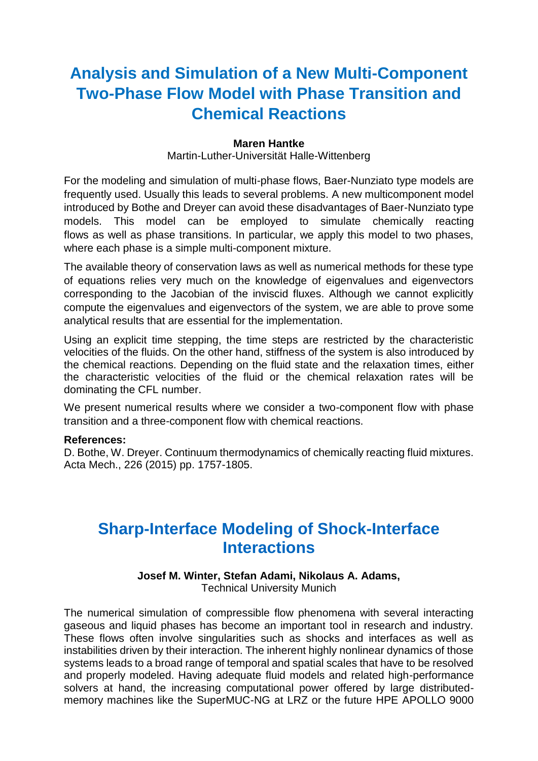## Analysis and Simulation of a New Multi-Component Two-Phase Flow Model with Phase Transition and Chemical Reactions

**Maren Hantke**
Martin-Luther-Universität Halle-Wittenberg

For the modeling and simulation of multi-phase flows, Baer-Nunziato type models are frequently used. Usually this leads to several problems. A new multicomponent model introduced by Bothe and Dreyer can avoid these disadvantages of Baer-Nunziato type models. This model can be employed to simulate chemically reacting flows as well as phase transitions. In particular, we apply this model to two phases, where each phase is a simple multi-component mixture.

The available theory of conservation laws as well as numerical methods for these type of equations relies very much on the knowledge of eigenvalues and eigenvectors corresponding to the Jacobian of the inviscid fluxes. Although we cannot explicitly compute the eigenvalues and eigenvectors of the system, we are able to prove some analytical results that are essential for the implementation.

Using an explicit time stepping, the time steps are restricted by the characteristic velocities of the fluids. On the other hand, stiffness of the system is also introduced by the chemical reactions. Depending on the fluid state and the relaxation times, either the characteristic velocities of the fluid or the chemical relaxation rates will be dominating the CFL number.

We present numerical results where we consider a two-component flow with phase transition and a three-component flow with chemical reactions.

**References:**
D. Bothe, W. Dreyer. Continuum thermodynamics of chemically reacting fluid mixtures. Acta Mech., 226 (2015) pp. 1757-1805.

## Sharp-Interface Modeling of Shock-Interface Interactions

**Josef M. Winter, Stefan Adami, Nikolaus A. Adams,**
Technical University Munich

The numerical simulation of compressible flow phenomena with several interacting gaseous and liquid phases has become an important tool in research and industry. These flows often involve singularities such as shocks and interfaces as well as instabilities driven by their interaction. The inherent highly nonlinear dynamics of those systems leads to a broad range of temporal and spatial scales that have to be resolved and properly modeled. Having adequate fluid models and related high-performance solvers at hand, the increasing computational power offered by large distributed-memory machines like the SuperMUC-NG at LRZ or the future HPE APOLLO 9000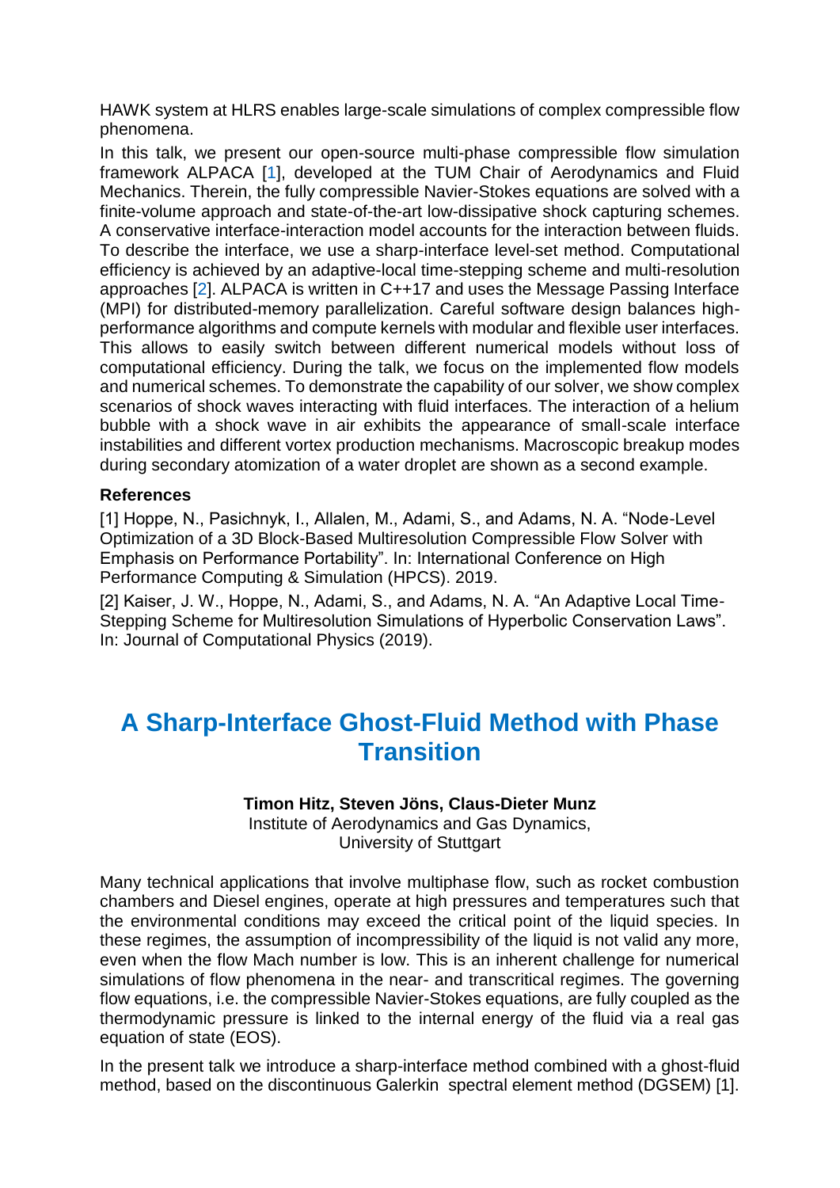HAWK system at HLRS enables large-scale simulations of complex compressible flow phenomena.

In this talk, we present our open-source multi-phase compressible flow simulation framework ALPACA [1], developed at the TUM Chair of Aerodynamics and Fluid Mechanics. Therein, the fully compressible Navier-Stokes equations are solved with a finite-volume approach and state-of-the-art low-dissipative shock capturing schemes. A conservative interface-interaction model accounts for the interaction between fluids. To describe the interface, we use a sharp-interface level-set method. Computational efficiency is achieved by an adaptive-local time-stepping scheme and multi-resolution approaches [2]. ALPACA is written in C++17 and uses the Message Passing Interface (MPI) for distributed-memory parallelization. Careful software design balances high-performance algorithms and compute kernels with modular and flexible user interfaces. This allows to easily switch between different numerical models without loss of computational efficiency. During the talk, we focus on the implemented flow models and numerical schemes. To demonstrate the capability of our solver, we show complex scenarios of shock waves interacting with fluid interfaces. The interaction of a helium bubble with a shock wave in air exhibits the appearance of small-scale interface instabilities and different vortex production mechanisms. Macroscopic breakup modes during secondary atomization of a water droplet are shown as a second example.

### References

[1] Hoppe, N., Pasichnyk, I., Allalen, M., Adami, S., and Adams, N. A. "Node-Level Optimization of a 3D Block-Based Multiresolution Compressible Flow Solver with Emphasis on Performance Portability". In: International Conference on High Performance Computing & Simulation (HPCS). 2019.

[2] Kaiser, J. W., Hoppe, N., Adami, S., and Adams, N. A. "An Adaptive Local Time-Stepping Scheme for Multiresolution Simulations of Hyperbolic Conservation Laws". In: Journal of Computational Physics (2019).

## A Sharp-Interface Ghost-Fluid Method with Phase Transition

**Timon Hitz, Steven Jöns, Claus-Dieter Munz**
Institute of Aerodynamics and Gas Dynamics,
University of Stuttgart

Many technical applications that involve multiphase flow, such as rocket combustion chambers and Diesel engines, operate at high pressures and temperatures such that the environmental conditions may exceed the critical point of the liquid species. In these regimes, the assumption of incompressibility of the liquid is not valid any more, even when the flow Mach number is low. This is an inherent challenge for numerical simulations of flow phenomena in the near- and transcritical regimes. The governing flow equations, i.e. the compressible Navier-Stokes equations, are fully coupled as the thermodynamic pressure is linked to the internal energy of the fluid via a real gas equation of state (EOS).

In the present talk we introduce a sharp-interface method combined with a ghost-fluid method, based on the discontinuous Galerkin spectral element method (DGSEM) [1].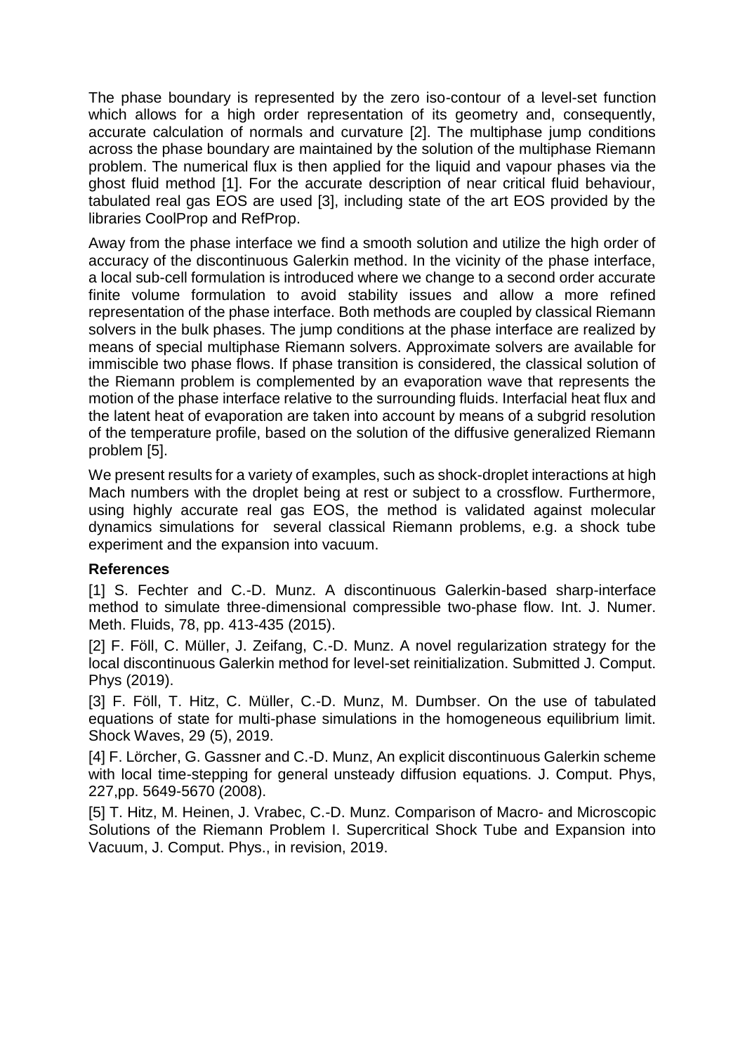The phase boundary is represented by the zero iso-contour of a level-set function which allows for a high order representation of its geometry and, consequently, accurate calculation of normals and curvature [2]. The multiphase jump conditions across the phase boundary are maintained by the solution of the multiphase Riemann problem. The numerical flux is then applied for the liquid and vapour phases via the ghost fluid method [1]. For the accurate description of near critical fluid behaviour, tabulated real gas EOS are used [3], including state of the art EOS provided by the libraries CoolProp and RefProp.

Away from the phase interface we find a smooth solution and utilize the high order of accuracy of the discontinuous Galerkin method. In the vicinity of the phase interface, a local sub-cell formulation is introduced where we change to a second order accurate finite volume formulation to avoid stability issues and allow a more refined representation of the phase interface. Both methods are coupled by classical Riemann solvers in the bulk phases. The jump conditions at the phase interface are realized by means of special multiphase Riemann solvers. Approximate solvers are available for immiscible two phase flows. If phase transition is considered, the classical solution of the Riemann problem is complemented by an evaporation wave that represents the motion of the phase interface relative to the surrounding fluids. Interfacial heat flux and the latent heat of evaporation are taken into account by means of a subgrid resolution of the temperature profile, based on the solution of the diffusive generalized Riemann problem [5].

We present results for a variety of examples, such as shock-droplet interactions at high Mach numbers with the droplet being at rest or subject to a crossflow. Furthermore, using highly accurate real gas EOS, the method is validated against molecular dynamics simulations for several classical Riemann problems, e.g. a shock tube experiment and the expansion into vacuum.

**References**

[1] S. Fechter and C.-D. Munz. A discontinuous Galerkin-based sharp-interface method to simulate three-dimensional compressible two-phase flow. Int. J. Numer. Meth. Fluids, 78, pp. 413-435 (2015).

[2] F. Föll, C. Müller, J. Zeifang, C.-D. Munz. A novel regularization strategy for the local discontinuous Galerkin method for level-set reinitialization. Submitted J. Comput. Phys (2019).

[3] F. Föll, T. Hitz, C. Müller, C.-D. Munz, M. Dumbser. On the use of tabulated equations of state for multi-phase simulations in the homogeneous equilibrium limit. Shock Waves, 29 (5), 2019.

[4] F. Lörcher, G. Gassner and C.-D. Munz, An explicit discontinuous Galerkin scheme with local time-stepping for general unsteady diffusion equations. J. Comput. Phys, 227,pp. 5649-5670 (2008).

[5] T. Hitz, M. Heinen, J. Vrabec, C.-D. Munz. Comparison of Macro- and Microscopic Solutions of the Riemann Problem I. Supercritical Shock Tube and Expansion into Vacuum, J. Comput. Phys., in revision, 2019.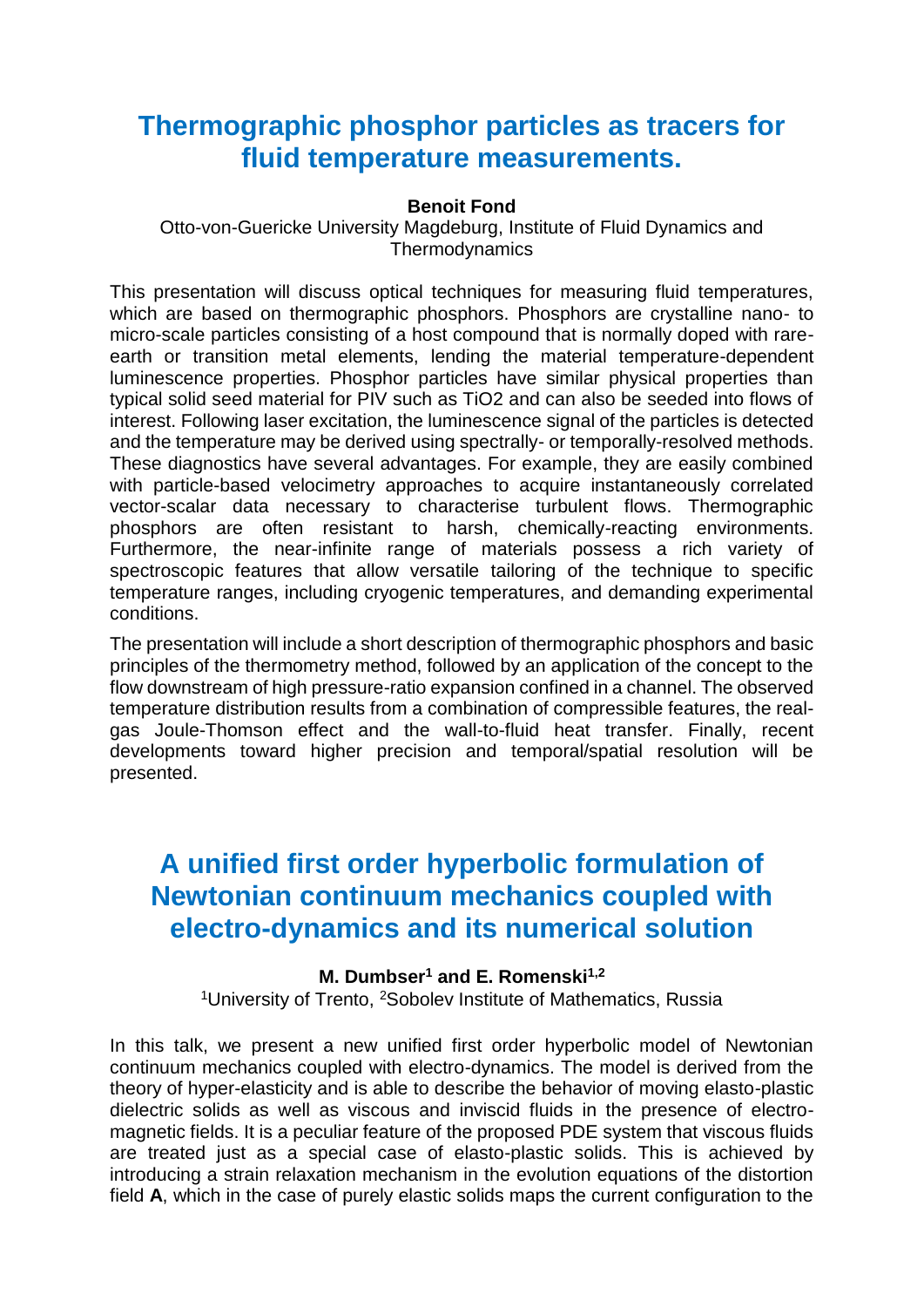## Thermographic phosphor particles as tracers for fluid temperature measurements.

**Benoit Fond**
Otto-von-Guericke University Magdeburg, Institute of Fluid Dynamics and Thermodynamics

This presentation will discuss optical techniques for measuring fluid temperatures, which are based on thermographic phosphors. Phosphors are crystalline nano- to micro-scale particles consisting of a host compound that is normally doped with rare-earth or transition metal elements, lending the material temperature-dependent luminescence properties. Phosphor particles have similar physical properties than typical solid seed material for PIV such as $TiO_2$ and can also be seeded into flows of interest. Following laser excitation, the luminescence signal of the particles is detected and the temperature may be derived using spectrally- or temporally-resolved methods. These diagnostics have several advantages. For example, they are easily combined with particle-based velocimetry approaches to acquire instantaneously correlated vector-scalar data necessary to characterise turbulent flows. Thermographic phosphors are often resistant to harsh, chemically-reacting environments. Furthermore, the near-infinite range of materials possess a rich variety of spectroscopic features that allow versatile tailoring of the technique to specific temperature ranges, including cryogenic temperatures, and demanding experimental conditions.

The presentation will include a short description of thermographic phosphors and basic principles of the thermometry method, followed by an application of the concept to the flow downstream of high pressure-ratio expansion confined in a channel. The observed temperature distribution results from a combination of compressible features, the real-gas Joule-Thomson effect and the wall-to-fluid heat transfer. Finally, recent developments toward higher precision and temporal/spatial resolution will be presented.

## A unified first order hyperbolic formulation of Newtonian continuum mechanics coupled with electro-dynamics and its numerical solution

**M. Dumbser[1] and E. Romenski[1,2]**
[1]University of Trento, [2]Sobolev Institute of Mathematics, Russia

In this talk, we present a new unified first order hyperbolic model of Newtonian continuum mechanics coupled with electro-dynamics. The model is derived from the theory of hyper-elasticity and is able to describe the behavior of moving elasto-plastic dielectric solids as well as viscous and inviscid fluids in the presence of electro-magnetic fields. It is a peculiar feature of the proposed PDE system that viscous fluids are treated just as a special case of elasto-plastic solids. This is achieved by introducing a strain relaxation mechanism in the evolution equations of the distortion field **A**, which in the case of purely elastic solids maps the current configuration to the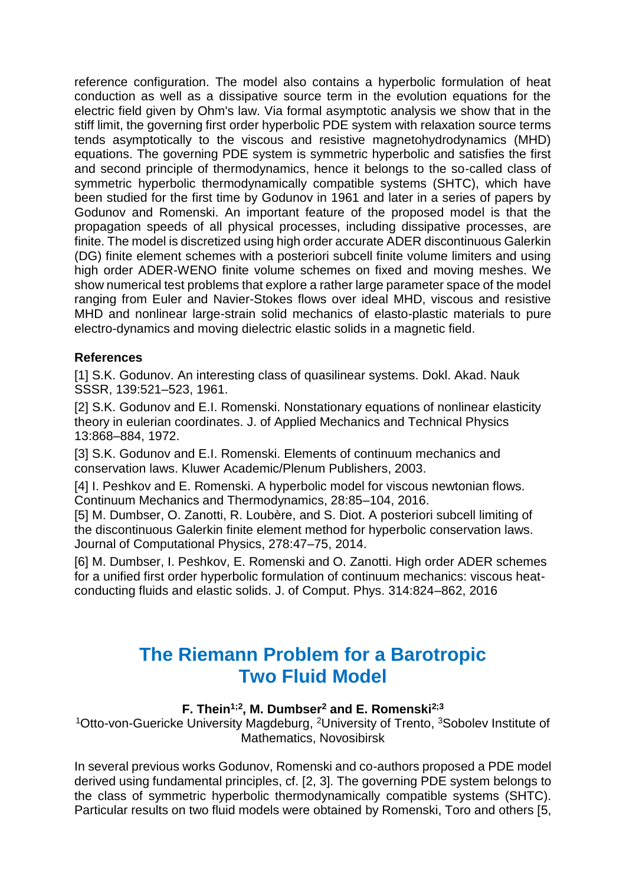reference configuration. The model also contains a hyperbolic formulation of heat conduction as well as a dissipative source term in the evolution equations for the electric field given by Ohm's law. Via formal asymptotic analysis we show that in the stiff limit, the governing first order hyperbolic PDE system with relaxation source terms tends asymptotically to the viscous and resistive magnetohydrodynamics (MHD) equations. The governing PDE system is symmetric hyperbolic and satisfies the first and second principle of thermodynamics, hence it belongs to the so-called class of symmetric hyperbolic thermodynamically compatible systems (SHTC), which have been studied for the first time by Godunov in 1961 and later in a series of papers by Godunov and Romenski. An important feature of the proposed model is that the propagation speeds of all physical processes, including dissipative processes, are finite. The model is discretized using high order accurate ADER discontinuous Galerkin (DG) finite element schemes with a posteriori subcell finite volume limiters and using high order ADER-WENO finite volume schemes on fixed and moving meshes. We show numerical test problems that explore a rather large parameter space of the model ranging from Euler and Navier-Stokes flows over ideal MHD, viscous and resistive MHD and nonlinear large-strain solid mechanics of elasto-plastic materials to pure electro-dynamics and moving dielectric elastic solids in a magnetic field.

**References**

[1] S.K. Godunov. An interesting class of quasilinear systems. Dokl. Akad. Nauk SSSR, 139:521–523, 1961.

[2] S.K. Godunov and E.I. Romenski. Nonstationary equations of nonlinear elasticity theory in eulerian coordinates. J. of Applied Mechanics and Technical Physics 13:868–884, 1972.

[3] S.K. Godunov and E.I. Romenski. Elements of continuum mechanics and conservation laws. Kluwer Academic/Plenum Publishers, 2003.

[4] I. Peshkov and E. Romenski. A hyperbolic model for viscous newtonian flows. Continuum Mechanics and Thermodynamics, 28:85–104, 2016.

[5] M. Dumbser, O. Zanotti, R. Loubère, and S. Diot. A posteriori subcell limiting of the discontinuous Galerkin finite element method for hyperbolic conservation laws. Journal of Computational Physics, 278:47–75, 2014.

[6] M. Dumbser, I. Peshkov, E. Romenski and O. Zanotti. High order ADER schemes for a unified first order hyperbolic formulation of continuum mechanics: viscous heat-conducting fluids and elastic solids. J. of Comput. Phys. 314:824–862, 2016

# The Riemann Problem for a Barotropic Two Fluid Model

**F. Thein[1;2], M. Dumbser[2] and E. Romenski[2;3]**

[1]Otto-von-Guericke University Magdeburg, [2]University of Trento, [3]Sobolev Institute of Mathematics, Novosibirsk

In several previous works Godunov, Romenski and co-authors proposed a PDE model derived using fundamental principles, cf. [2, 3]. The governing PDE system belongs to the class of symmetric hyperbolic thermodynamically compatible systems (SHTC). Particular results on two fluid models were obtained by Romenski, Toro and others [5,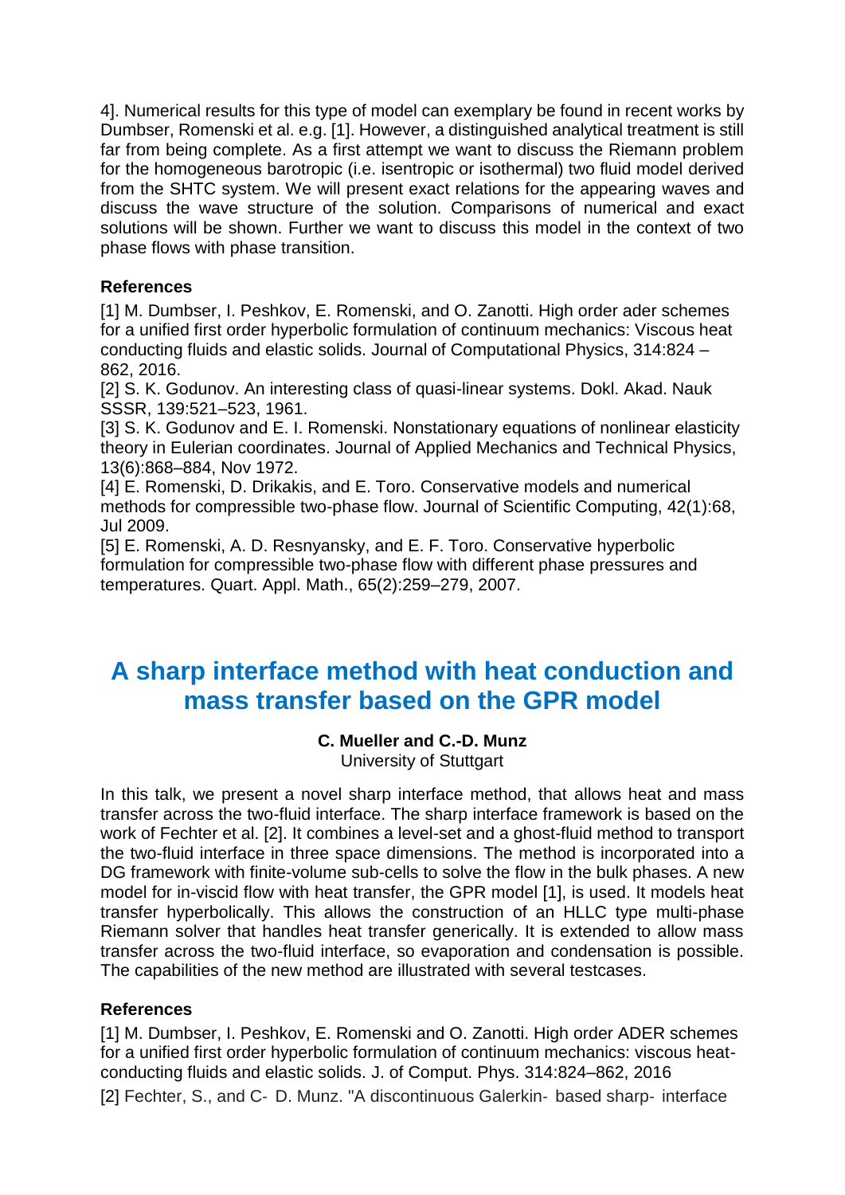4]. Numerical results for this type of model can exemplary be found in recent works by Dumbser, Romenski et al. e.g. [1]. However, a distinguished analytical treatment is still far from being complete. As a first attempt we want to discuss the Riemann problem for the homogeneous barotropic (i.e. isentropic or isothermal) two fluid model derived from the SHTC system. We will present exact relations for the appearing waves and discuss the wave structure of the solution. Comparisons of numerical and exact solutions will be shown. Further we want to discuss this model in the context of two phase flows with phase transition.

**References**

[1] M. Dumbser, I. Peshkov, E. Romenski, and O. Zanotti. High order ader schemes for a unified first order hyperbolic formulation of continuum mechanics: Viscous heat conducting fluids and elastic solids. Journal of Computational Physics, 314:824 – 862, 2016.

[2] S. K. Godunov. An interesting class of quasi-linear systems. Dokl. Akad. Nauk SSSR, 139:521–523, 1961.

[3] S. K. Godunov and E. I. Romenski. Nonstationary equations of nonlinear elasticity theory in Eulerian coordinates. Journal of Applied Mechanics and Technical Physics, 13(6):868–884, Nov 1972.

[4] E. Romenski, D. Drikakis, and E. Toro. Conservative models and numerical methods for compressible two-phase flow. Journal of Scientific Computing, 42(1):68, Jul 2009.

[5] E. Romenski, A. D. Resnyansky, and E. F. Toro. Conservative hyperbolic formulation for compressible two-phase flow with different phase pressures and temperatures. Quart. Appl. Math., 65(2):259–279, 2007.

# A sharp interface method with heat conduction and mass transfer based on the GPR model

**C. Mueller and C.-D. Munz**

University of Stuttgart

In this talk, we present a novel sharp interface method, that allows heat and mass transfer across the two-fluid interface. The sharp interface framework is based on the work of Fechter et al. [2]. It combines a level-set and a ghost-fluid method to transport the two-fluid interface in three space dimensions. The method is incorporated into a DG framework with finite-volume sub-cells to solve the flow in the bulk phases. A new model for in-viscid flow with heat transfer, the GPR model [1], is used. It models heat transfer hyperbolically. This allows the construction of an HLLC type multi-phase Riemann solver that handles heat transfer generically. It is extended to allow mass transfer across the two-fluid interface, so evaporation and condensation is possible. The capabilities of the new method are illustrated with several testcases.

**References**

[1] M. Dumbser, I. Peshkov, E. Romenski and O. Zanotti. High order ADER schemes for a unified first order hyperbolic formulation of continuum mechanics: viscous heat-conducting fluids and elastic solids. J. of Comput. Phys. 314:824–862, 2016

[2] Fechter, S., and C- D. Munz. "A discontinuous Galerkin- based sharp- interface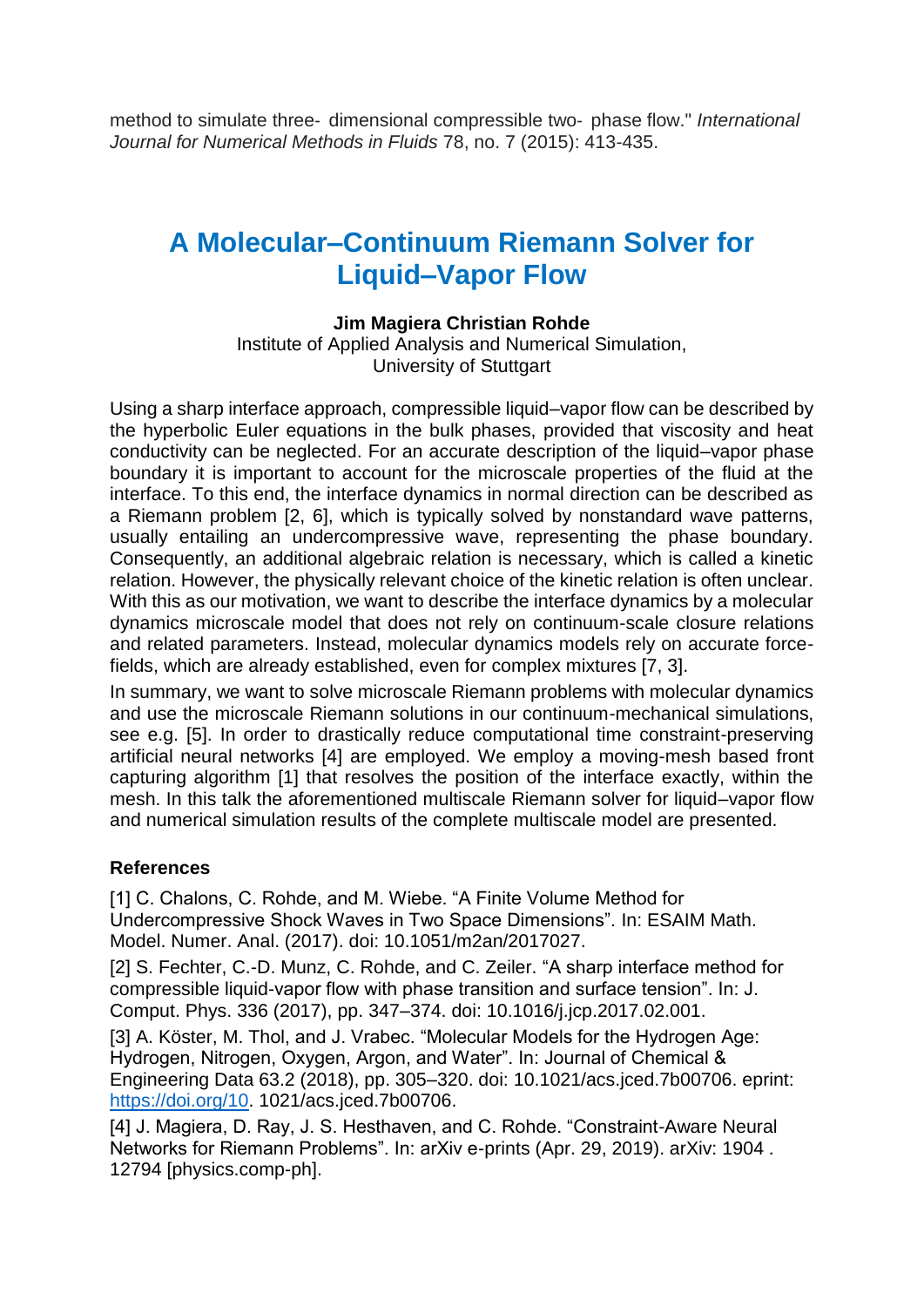method to simulate three- dimensional compressible two- phase flow." *International Journal for Numerical Methods in Fluids* 78, no. 7 (2015): 413-435.

# A Molecular–Continuum Riemann Solver for Liquid–Vapor Flow

**Jim Magiera Christian Rohde**
Institute of Applied Analysis and Numerical Simulation,
University of Stuttgart

Using a sharp interface approach, compressible liquid–vapor flow can be described by the hyperbolic Euler equations in the bulk phases, provided that viscosity and heat conductivity can be neglected. For an accurate description of the liquid–vapor phase boundary it is important to account for the microscale properties of the fluid at the interface. To this end, the interface dynamics in normal direction can be described as a Riemann problem [2, 6], which is typically solved by nonstandard wave patterns, usually entailing an undercompressive wave, representing the phase boundary. Consequently, an additional algebraic relation is necessary, which is called a kinetic relation. However, the physically relevant choice of the kinetic relation is often unclear. With this as our motivation, we want to describe the interface dynamics by a molecular dynamics microscale model that does not rely on continuum-scale closure relations and related parameters. Instead, molecular dynamics models rely on accurate force-fields, which are already established, even for complex mixtures [7, 3].

In summary, we want to solve microscale Riemann problems with molecular dynamics and use the microscale Riemann solutions in our continuum-mechanical simulations, see e.g. [5]. In order to drastically reduce computational time constraint-preserving artificial neural networks [4] are employed. We employ a moving-mesh based front capturing algorithm [1] that resolves the position of the interface exactly, within the mesh. In this talk the aforementioned multiscale Riemann solver for liquid–vapor flow and numerical simulation results of the complete multiscale model are presented.

### References

[1] C. Chalons, C. Rohde, and M. Wiebe. “A Finite Volume Method for Undercompressive Shock Waves in Two Space Dimensions”. In: ESAIM Math. Model. Numer. Anal. (2017). doi: 10.1051/m2an/2017027.

[2] S. Fechter, C.-D. Munz, C. Rohde, and C. Zeiler. “A sharp interface method for compressible liquid-vapor flow with phase transition and surface tension”. In: J. Comput. Phys. 336 (2017), pp. 347–374. doi: 10.1016/j.jcp.2017.02.001.

[3] A. Köster, M. Thol, and J. Vrabec. “Molecular Models for the Hydrogen Age: Hydrogen, Nitrogen, Oxygen, Argon, and Water”. In: Journal of Chemical & Engineering Data 63.2 (2018), pp. 305–320. doi: 10.1021/acs.jced.7b00706. eprint: https://doi.org/10. 1021/acs.jced.7b00706.

[4] J. Magiera, D. Ray, J. S. Hesthaven, and C. Rohde. “Constraint-Aware Neural Networks for Riemann Problems”. In: arXiv e-prints (Apr. 29, 2019). arXiv: 1904 . 12794 [physics.comp-ph].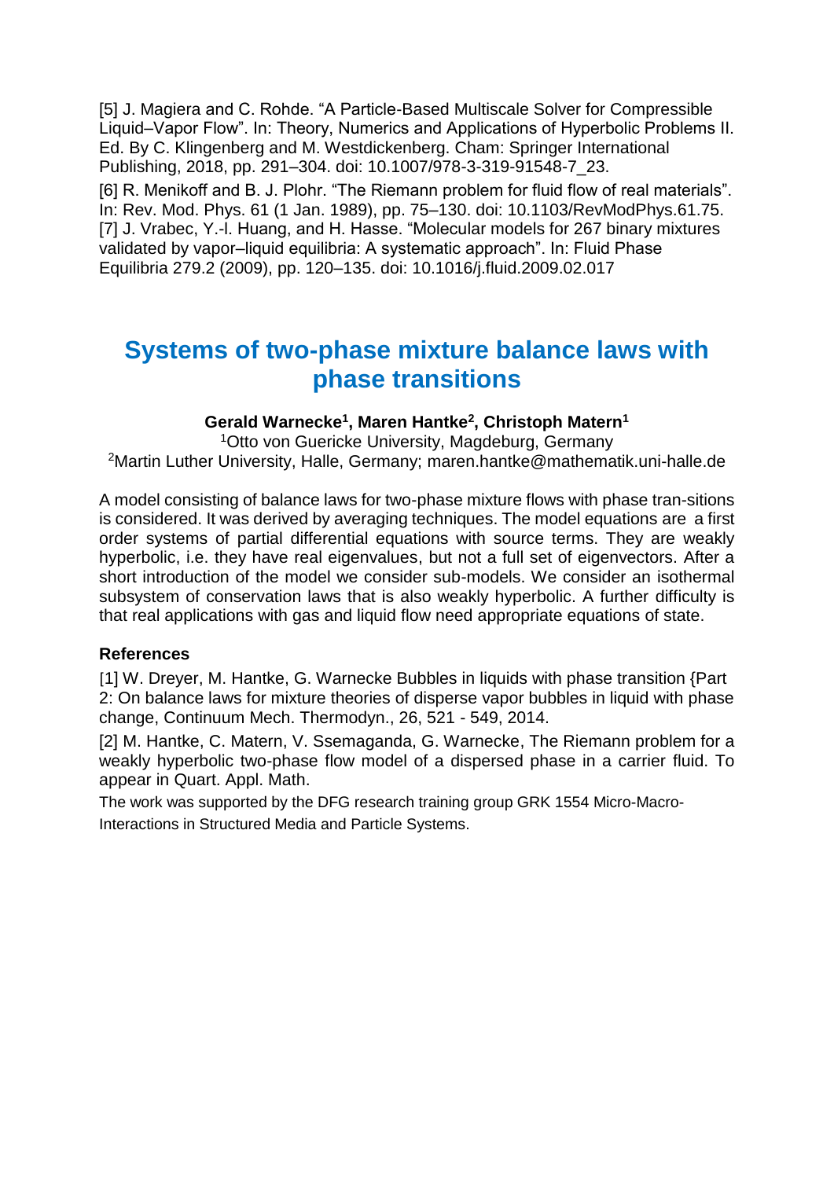[5] J. Magiera and C. Rohde. "A Particle-Based Multiscale Solver for Compressible Liquid–Vapor Flow". In: Theory, Numerics and Applications of Hyperbolic Problems II. Ed. By C. Klingenberg and M. Westdickenberg. Cham: Springer International Publishing, 2018, pp. 291–304. doi: 10.1007/978-3-319-91548-7_23.

[6] R. Menikoff and B. J. Plohr. "The Riemann problem for fluid flow of real materials". In: Rev. Mod. Phys. 61 (1 Jan. 1989), pp. 75–130. doi: 10.1103/RevModPhys.61.75.

[7] J. Vrabec, Y.-l. Huang, and H. Hasse. "Molecular models for 267 binary mixtures validated by vapor–liquid equilibria: A systematic approach". In: Fluid Phase Equilibria 279.2 (2009), pp. 120–135. doi: 10.1016/j.fluid.2009.02.017

# Systems of two-phase mixture balance laws with phase transitions

**Gerald Warnecke[1], Maren Hantke[2], Christoph Matern[1]**

[1]Otto von Guericke University, Magdeburg, Germany
[2]Martin Luther University, Halle, Germany; maren.hantke@mathematik.uni-halle.de

A model consisting of balance laws for two-phase mixture flows with phase tran-sitions is considered. It was derived by averaging techniques. The model equations are a first order systems of partial differential equations with source terms. They are weakly hyperbolic, i.e. they have real eigenvalues, but not a full set of eigenvectors. After a short introduction of the model we consider sub-models. We consider an isothermal subsystem of conservation laws that is also weakly hyperbolic. A further difficulty is that real applications with gas and liquid flow need appropriate equations of state.

### References

[1] W. Dreyer, M. Hantke, G. Warnecke Bubbles in liquids with phase transition {Part 2: On balance laws for mixture theories of disperse vapor bubbles in liquid with phase change, Continuum Mech. Thermodyn., 26, 521 - 549, 2014.

[2] M. Hantke, C. Matern, V. Ssemaganda, G. Warnecke, The Riemann problem for a weakly hyperbolic two-phase flow model of a dispersed phase in a carrier fluid. To appear in Quart. Appl. Math.

The work was supported by the DFG research training group GRK 1554 Micro-Macro-Interactions in Structured Media and Particle Systems.